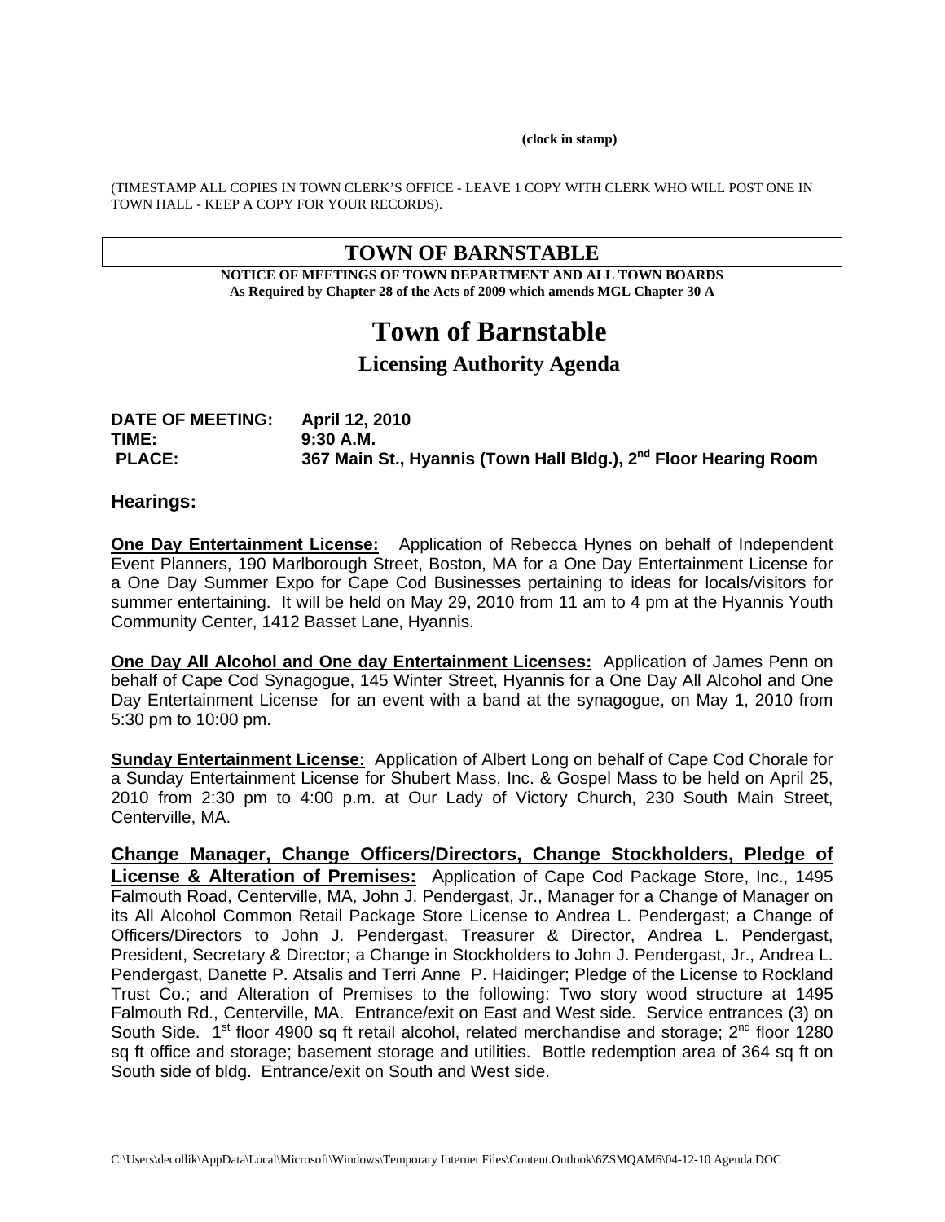(clock in stamp)

(TIMESTAMP ALL COPIES IN TOWN CLERK'S OFFICE - LEAVE 1 COPY WITH CLERK WHO WILL POST ONE IN TOWN HALL - KEEP A COPY FOR YOUR RECORDS).

## TOWN OF BARNSTABLE

**NOTICE OF MEETINGS OF TOWN DEPARTMENT AND ALL TOWN BOARDS**
**As Required by Chapter 28 of the Acts of 2009 which amends MGL Chapter 30 A**

# Town of Barnstable

## Licensing Authority Agenda

**DATE OF MEETING:** April 12, 2010
**TIME:** 9:30 A.M.
**PLACE:** 367 Main St., Hyannis (Town Hall Bldg.), 2nd Floor Hearing Room

### Hearings:

**One Day Entertainment License:** Application of Rebecca Hynes on behalf of Independent Event Planners, 190 Marlborough Street, Boston, MA for a One Day Entertainment License for a One Day Summer Expo for Cape Cod Businesses pertaining to ideas for locals/visitors for summer entertaining. It will be held on May 29, 2010 from 11 am to 4 pm at the Hyannis Youth Community Center, 1412 Basset Lane, Hyannis.

**One Day All Alcohol and One day Entertainment Licenses:** Application of James Penn on behalf of Cape Cod Synagogue, 145 Winter Street, Hyannis for a One Day All Alcohol and One Day Entertainment License for an event with a band at the synagogue, on May 1, 2010 from 5:30 pm to 10:00 pm.

**Sunday Entertainment License:** Application of Albert Long on behalf of Cape Cod Chorale for a Sunday Entertainment License for Shubert Mass, Inc. & Gospel Mass to be held on April 25, 2010 from 2:30 pm to 4:00 p.m. at Our Lady of Victory Church, 230 South Main Street, Centerville, MA.

**Change Manager, Change Officers/Directors, Change Stockholders, Pledge of License & Alteration of Premises:** Application of Cape Cod Package Store, Inc., 1495 Falmouth Road, Centerville, MA, John J. Pendergast, Jr., Manager for a Change of Manager on its All Alcohol Common Retail Package Store License to Andrea L. Pendergast; a Change of Officers/Directors to John J. Pendergast, Treasurer & Director, Andrea L. Pendergast, President, Secretary & Director; a Change in Stockholders to John J. Pendergast, Jr., Andrea L. Pendergast, Danette P. Atsalis and Terri Anne P. Haidinger; Pledge of the License to Rockland Trust Co.; and Alteration of Premises to the following: Two story wood structure at 1495 Falmouth Rd., Centerville, MA. Entrance/exit on East and West side. Service entrances (3) on South Side. 1st floor 4900 sq ft retail alcohol, related merchandise and storage; 2nd floor 1280 sq ft office and storage; basement storage and utilities. Bottle redemption area of 364 sq ft on South side of bldg. Entrance/exit on South and West side.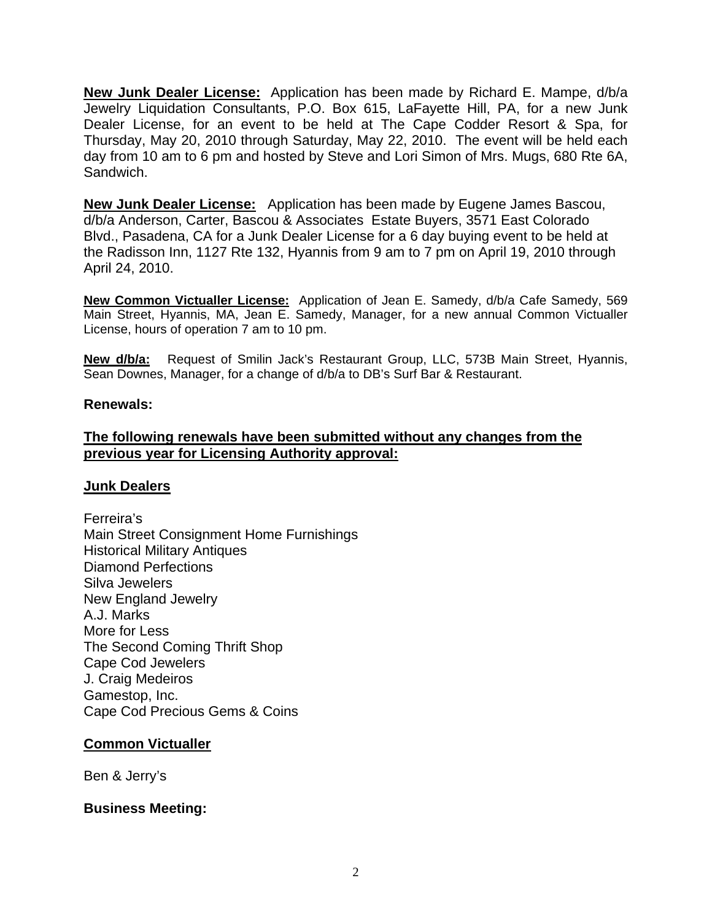**New Junk Dealer License:** Application has been made by Richard E. Mampe, d/b/a Jewelry Liquidation Consultants, P.O. Box 615, LaFayette Hill, PA, for a new Junk Dealer License, for an event to be held at The Cape Codder Resort & Spa, for Thursday, May 20, 2010 through Saturday, May 22, 2010. The event will be held each day from 10 am to 6 pm and hosted by Steve and Lori Simon of Mrs. Mugs, 680 Rte 6A, Sandwich.

**New Junk Dealer License:** Application has been made by Eugene James Bascou, d/b/a Anderson, Carter, Bascou & Associates Estate Buyers, 3571 East Colorado Blvd., Pasadena, CA for a Junk Dealer License for a 6 day buying event to be held at the Radisson Inn, 1127 Rte 132, Hyannis from 9 am to 7 pm on April 19, 2010 through April 24, 2010.

**New Common Victualler License:** Application of Jean E. Samedy, d/b/a Cafe Samedy, 569 Main Street, Hyannis, MA, Jean E. Samedy, Manager, for a new annual Common Victualler License, hours of operation 7 am to 10 pm.

**New d/b/a:** Request of Smilin Jack's Restaurant Group, LLC, 573B Main Street, Hyannis, Sean Downes, Manager, for a change of d/b/a to DB's Surf Bar & Restaurant.

**Renewals:**

**The following renewals have been submitted without any changes from the previous year for Licensing Authority approval:**

**Junk Dealers**

Ferreira's
Main Street Consignment Home Furnishings
Historical Military Antiques
Diamond Perfections
Silva Jewelers
New England Jewelry
A.J. Marks
More for Less
The Second Coming Thrift Shop
Cape Cod Jewelers
J. Craig Medeiros
Gamestop, Inc.
Cape Cod Precious Gems & Coins

**Common Victualler**

Ben & Jerry's

**Business Meeting:**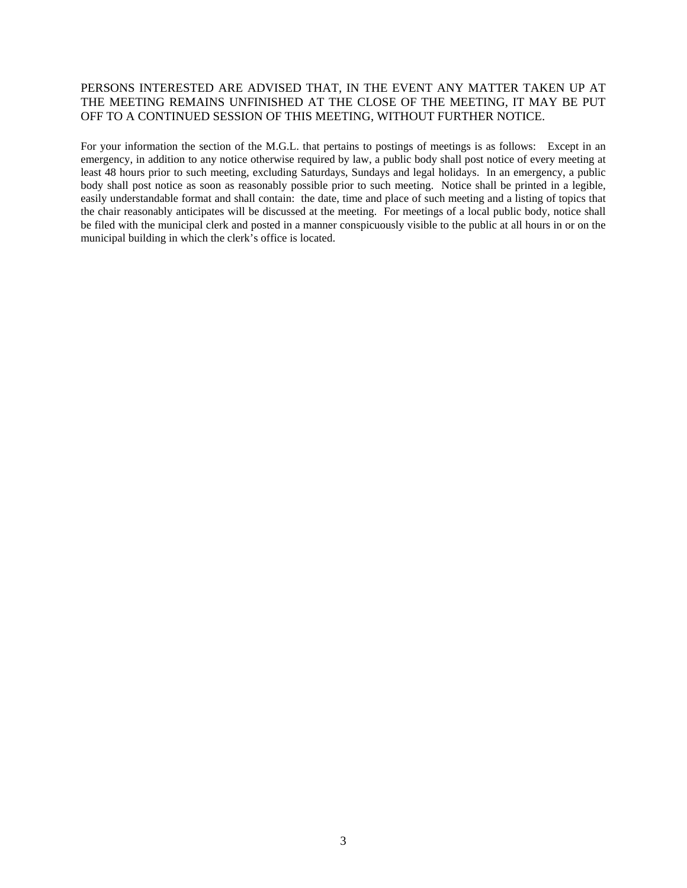PERSONS INTERESTED ARE ADVISED THAT, IN THE EVENT ANY MATTER TAKEN UP AT THE MEETING REMAINS UNFINISHED AT THE CLOSE OF THE MEETING, IT MAY BE PUT OFF TO A CONTINUED SESSION OF THIS MEETING, WITHOUT FURTHER NOTICE.

For your information the section of the M.G.L. that pertains to postings of meetings is as follows: Except in an emergency, in addition to any notice otherwise required by law, a public body shall post notice of every meeting at least 48 hours prior to such meeting, excluding Saturdays, Sundays and legal holidays. In an emergency, a public body shall post notice as soon as reasonably possible prior to such meeting. Notice shall be printed in a legible, easily understandable format and shall contain: the date, time and place of such meeting and a listing of topics that the chair reasonably anticipates will be discussed at the meeting. For meetings of a local public body, notice shall be filed with the municipal clerk and posted in a manner conspicuously visible to the public at all hours in or on the municipal building in which the clerk's office is located.